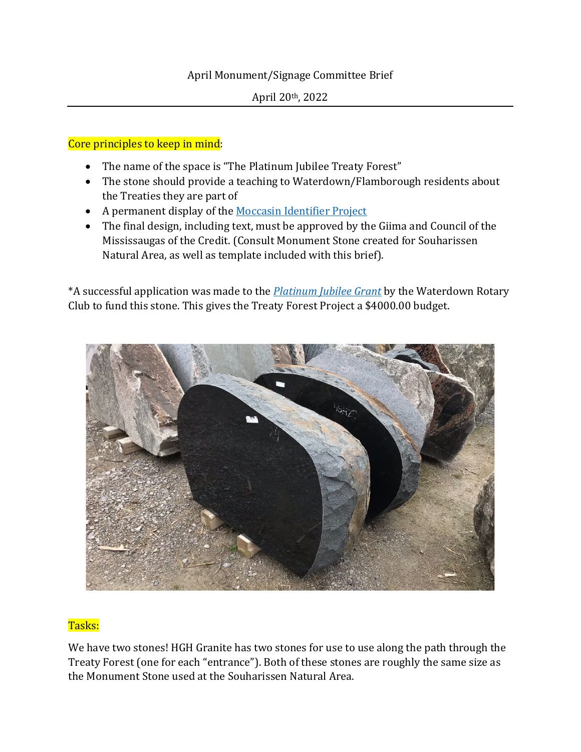April Monument/Signage Committee Brief

April 20th, 2022

---

Core principles to keep in mind:

- The name of the space is "The Platinum Jubilee Treaty Forest"
- The stone should provide a teaching to Waterdown/Flamborough residents about the Treaties they are part of
- A permanent display of the Moccasin Identifier Project
- The final design, including text, must be approved by the Giima and Council of the Mississaugas of the Credit. (Consult Monument Stone created for Souharissen Natural Area, as well as template included with this brief).

*A successful application was made to the *Platinum Jubilee Grant* by the Waterdown Rotary Club to fund this stone. This gives the Treaty Forest Project a $4000.00 budget.

Tasks:

We have two stones! HGH Granite has two stones for use to use along the path through the Treaty Forest (one for each "entrance"). Both of these stones are roughly the same size as the Monument Stone used at the Souharissen Natural Area.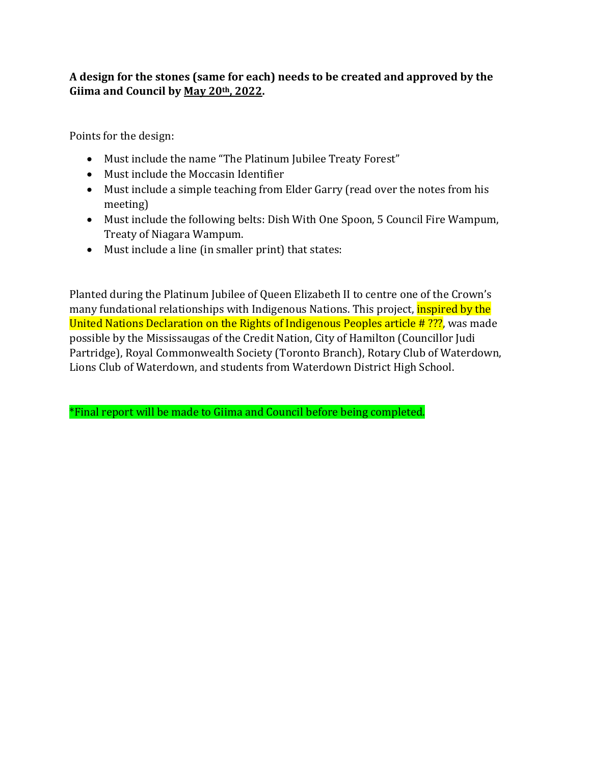**A design for the stones (same for each) needs to be created and approved by the Giima and Council by <u>May 20th, 2022</u>.**

Points for the design:

- Must include the name "The Platinum Jubilee Treaty Forest"
- Must include the Moccasin Identifier
- Must include a simple teaching from Elder Garry (read over the notes from his meeting)
- Must include the following belts: Dish With One Spoon, 5 Council Fire Wampum, Treaty of Niagara Wampum.
- Must include a line (in smaller print) that states:

Planted during the Platinum Jubilee of Queen Elizabeth II to centre one of the Crown's many fundational relationships with Indigenous Nations. This project, inspired by the United Nations Declaration on the Rights of Indigenous Peoples article # ???, was made possible by the Mississaugas of the Credit Nation, City of Hamilton (Councillor Judi Partridge), Royal Commonwealth Society (Toronto Branch), Rotary Club of Waterdown, Lions Club of Waterdown, and students from Waterdown District High School.

*Final report will be made to Giima and Council before being completed.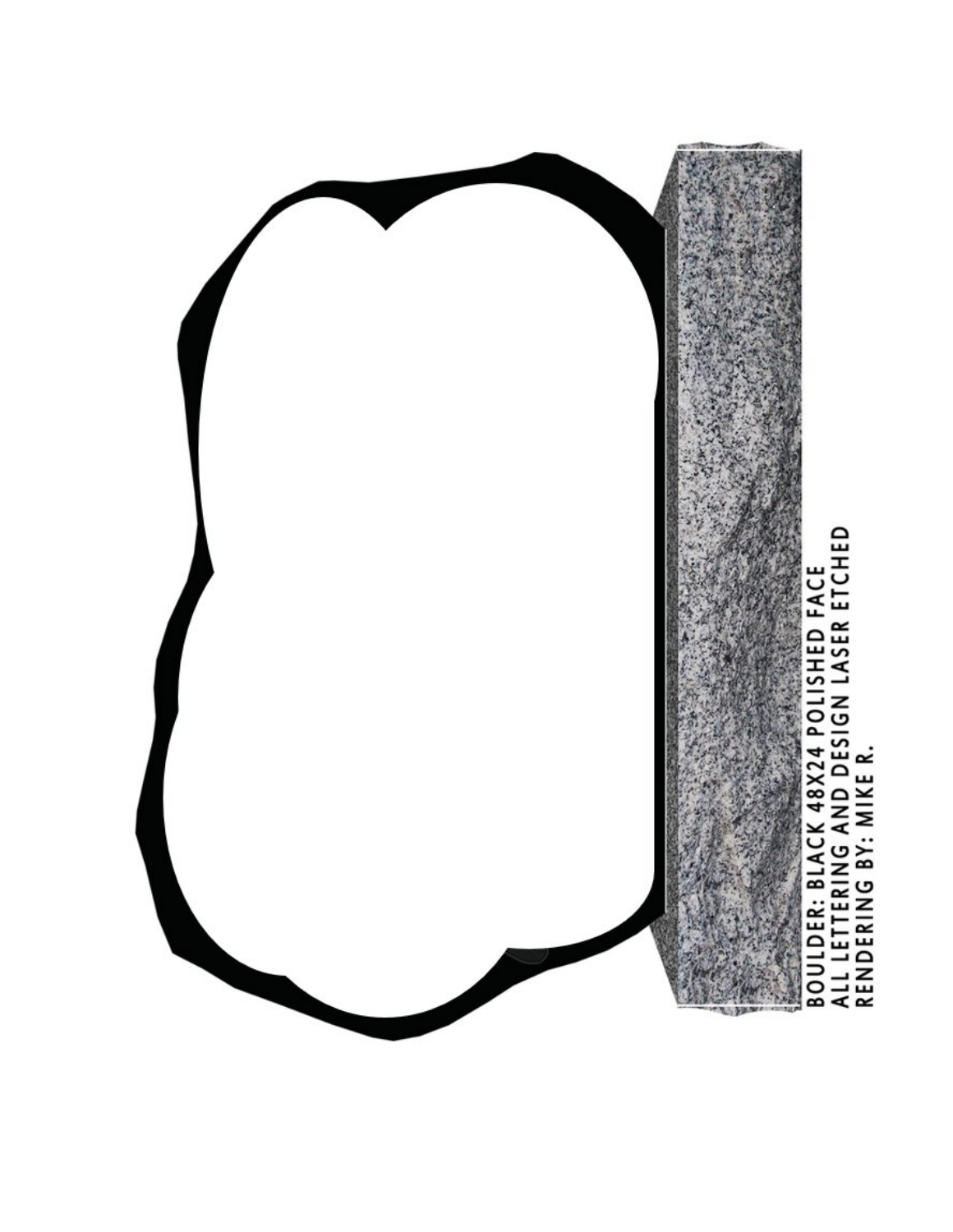BOULDER: BLACK 48X24 POLISHED FACE
ALL LETTERING AND DESIGN LASER ETCHED
RENDERING BY: MIKE R.